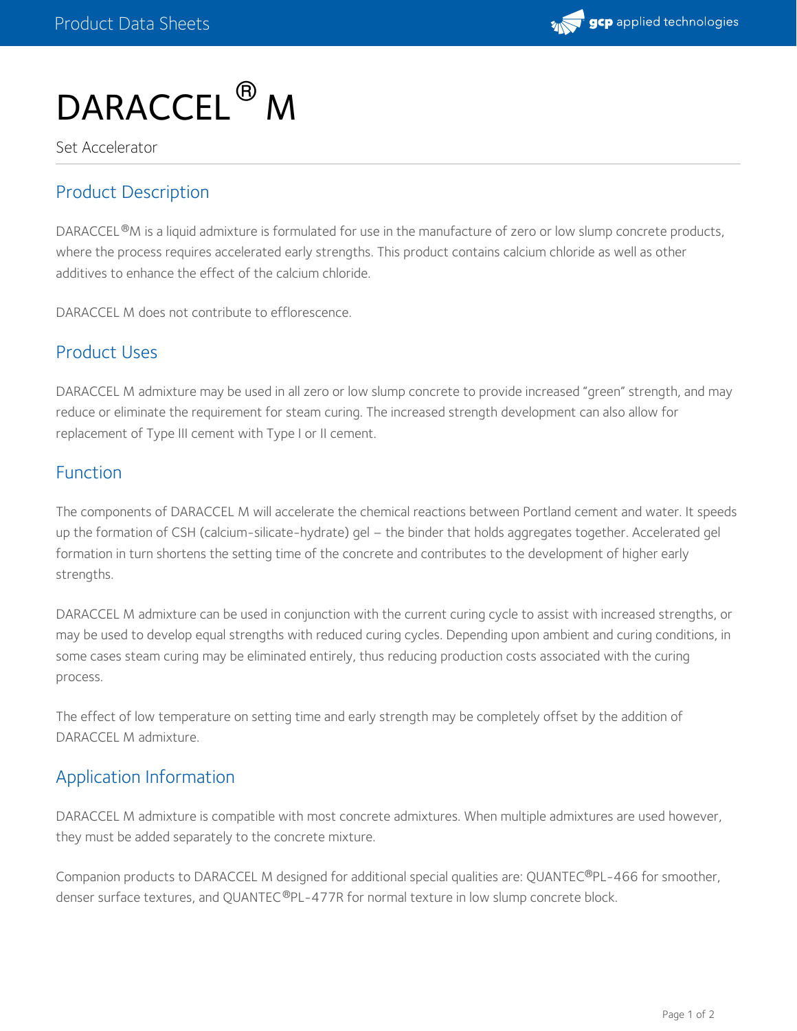# DARACCEL® M

Set Accelerator

## Product Description

DARACCEL®M is a liquid admixture is formulated for use in the manufacture of zero or low slump concrete products, where the process requires accelerated early strengths. This product contains calcium chloride as well as other additives to enhance the effect of the calcium chloride.

DARACCEL M does not contribute to efflorescence.

## Product Uses

DARACCEL M admixture may be used in all zero or low slump concrete to provide increased "green" strength, and may reduce or eliminate the requirement for steam curing. The increased strength development can also allow for replacement of Type III cement with Type I or II cement.

## Function

The components of DARACCEL M will accelerate the chemical reactions between Portland cement and water. It speeds up the formation of CSH (calcium-silicate-hydrate) gel – the binder that holds aggregates together. Accelerated gel formation in turn shortens the setting time of the concrete and contributes to the development of higher early strengths.

DARACCEL M admixture can be used in conjunction with the current curing cycle to assist with increased strengths, or may be used to develop equal strengths with reduced curing cycles. Depending upon ambient and curing conditions, in some cases steam curing may be eliminated entirely, thus reducing production costs associated with the curing process.

The effect of low temperature on setting time and early strength may be completely offset by the addition of DARACCEL M admixture.

## Application Information

DARACCEL M admixture is compatible with most concrete admixtures. When multiple admixtures are used however, they must be added separately to the concrete mixture.

Companion products to DARACCEL M designed for additional special qualities are: QUANTEC®PL-466 for smoother, denser surface textures, and QUANTEC®PL-477R for normal texture in low slump concrete block.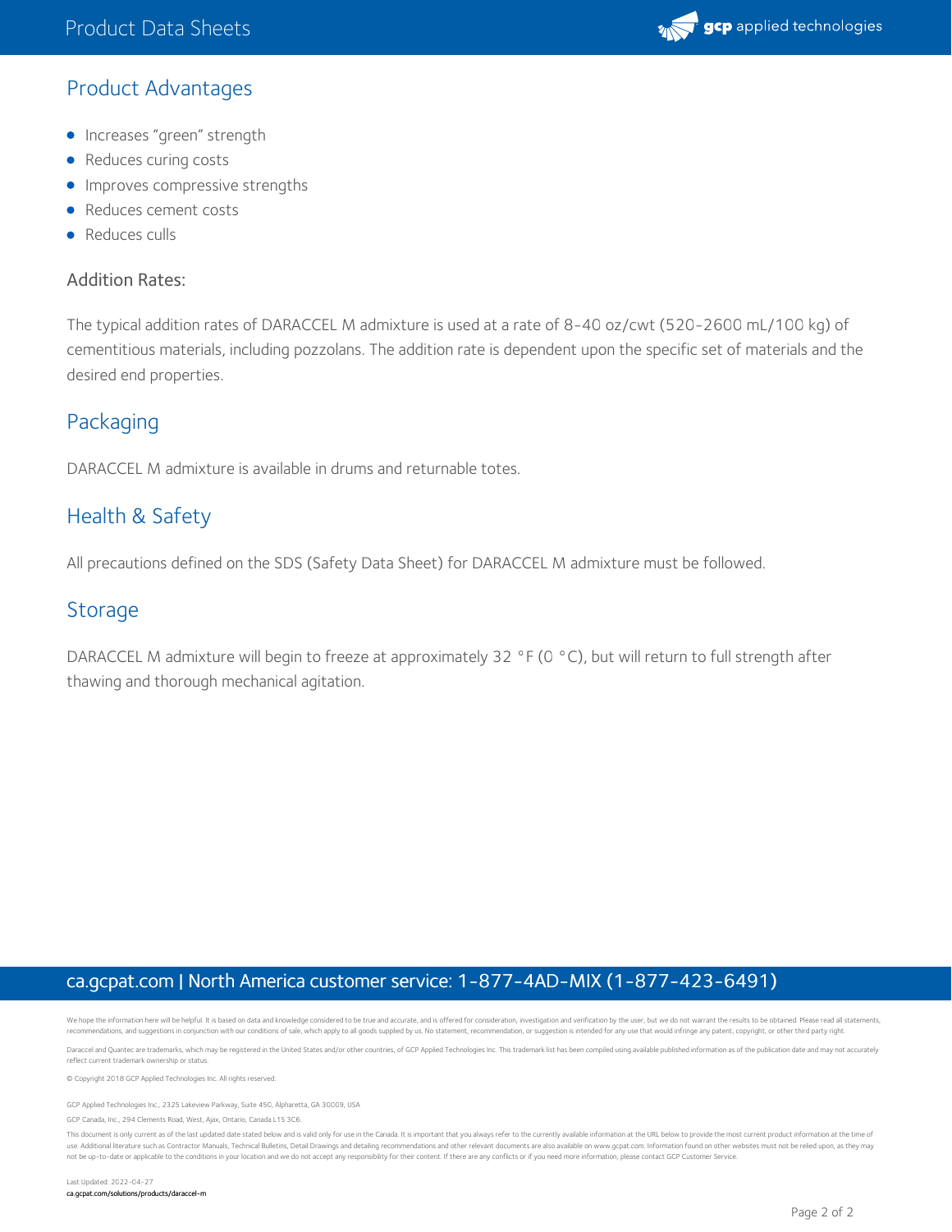## Product Advantages

- Increases "green" strength
- Reduces curing costs
- Improves compressive strengths
- Reduces cement costs
- Reduces culls

### Addition Rates:

The typical addition rates of DARACCEL M admixture is used at a rate of 8-40 oz/cwt (520-2600 mL/100 kg) of cementitious materials, including pozzolans. The addition rate is dependent upon the specific set of materials and the desired end properties.

## Packaging

DARACCEL M admixture is available in drums and returnable totes.

## Health & Safety

All precautions defined on the SDS (Safety Data Sheet) for DARACCEL M admixture must be followed.

## Storage

DARACCEL M admixture will begin to freeze at approximately 32 °F (0 °C), but will return to full strength after thawing and thorough mechanical agitation.

ca.gcpat.com | North America customer service: 1-877-4AD-MIX (1-877-423-6491)

We hope the information here will be helpful. It is based on data and knowledge considered to be true and accurate, and is offered for consideration, investigation and verification by the user, but we do not warrant the results to be obtained. Please read all statements, recommendations, and suggestions in conjunction with our conditions of sale, which apply to all goods supplied by us. No statement, recommendation, or suggestion is intended for any use that would infringe any patent, copyright, or other third party right.

Daraccel and Quantec are trademarks, which may be registered in the United States and/or other countries, of GCP Applied Technologies Inc. This trademark list has been compiled using available published information as of the publication date and may not accurately reflect current trademark ownership or status.

© Copyright 2018 GCP Applied Technologies Inc. All rights reserved.

GCP Applied Technologies Inc., 2325 Lakeview Parkway, Suite 450, Alpharetta, GA 30009, USA

GCP Canada, Inc., 294 Clements Road, West, Ajax, Ontario, Canada L1S 3C6.

This document is only current as of the last updated date stated below and is valid only for use in the Canada. It is important that you always refer to the currently available information at the URL below to provide the most current product information at the time of use. Additional literature such as Contractor Manuals, Technical Bulletins, Detail Drawings and detailing recommendations and other relevant documents are also available on www.gcpat.com. Information found on other websites must not be relied upon, as they may not be up-to-date or applicable to the conditions in your location and we do not accept any responsibility for their content. If there are any conflicts or if you need more information, please contact GCP Customer Service.

Last Updated: 2022-04-27

ca.gcpat.com/solutions/products/daraccel-m